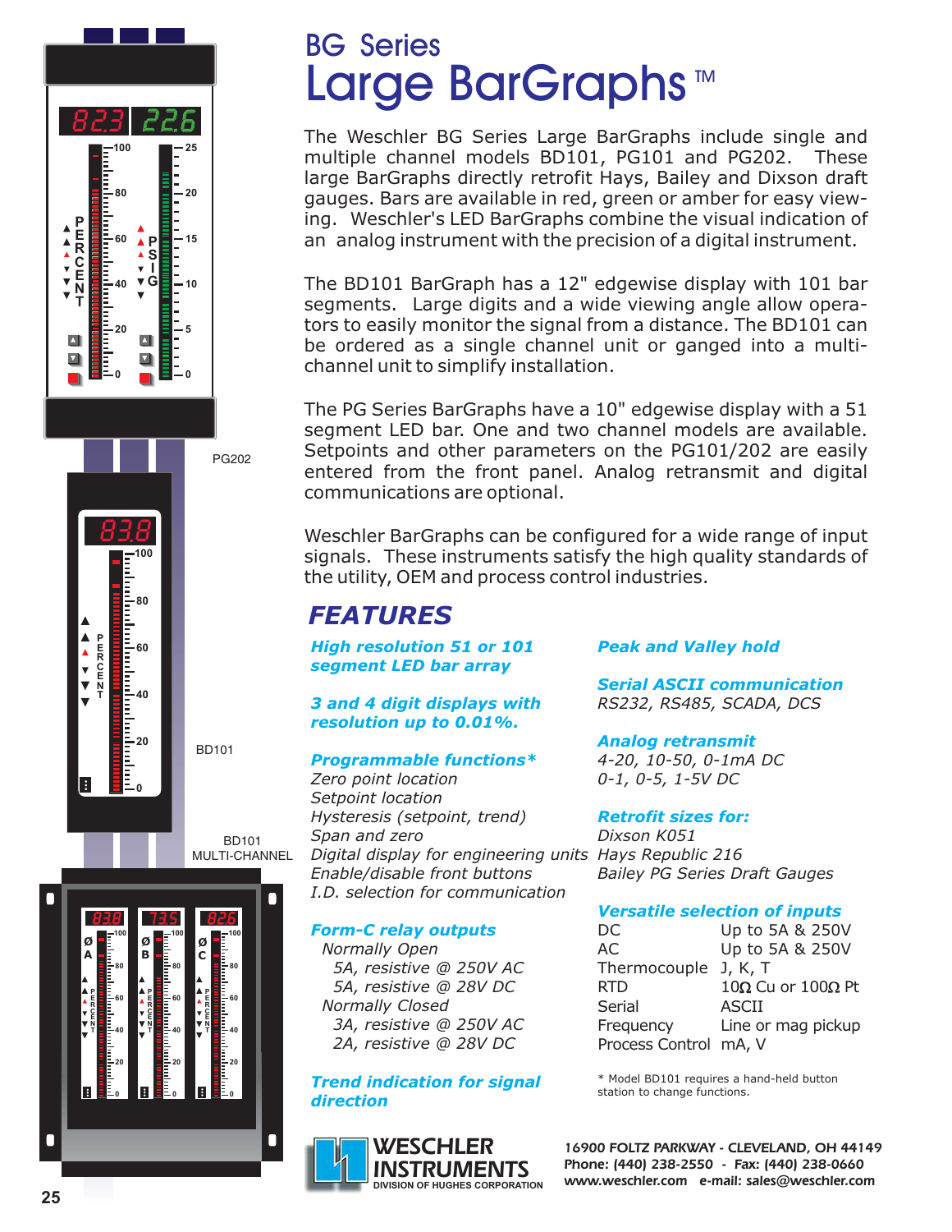# BG Series
# Large BarGraphs™

The Weschler BG Series Large BarGraphs include single and multiple channel models BD101, PG101 and PG202. These large BarGraphs directly retrofit Hays, Bailey and Dixson draft gauges. Bars are available in red, green or amber for easy viewing. Weschler's LED BarGraphs combine the visual indication of an analog instrument with the precision of a digital instrument.

The BD101 BarGraph has a 12" edgewise display with 101 bar segments. Large digits and a wide viewing angle allow operators to easily monitor the signal from a distance. The BD101 can be ordered as a single channel unit or ganged into a multi-channel unit to simplify installation.

The PG Series BarGraphs have a 10" edgewise display with a 51 segment LED bar. One and two channel models are available. Setpoints and other parameters on the PG101/202 are easily entered from the front panel. Analog retransmit and digital communications are optional.

Weschler BarGraphs can be configured for a wide range of input signals. These instruments satisfy the high quality standards of the utility, OEM and process control industries.

PG202

BD101

BD101 MULTI-CHANNEL

## FEATURES

***High resolution 51 or 101 segment LED bar array***

***3 and 4 digit displays with resolution up to 0.01%.***

***Programmable functions****

*Zero point location*
*Setpoint location*
*Hysteresis (setpoint, trend)*
*Span and zero*
*Digital display for engineering units*
*Enable/disable front buttons*
*I.D. selection for communication*

***Form-C relay outputs***

*Normally Open*
- *5A, resistive @ 250V AC*
- *5A, resistive @ 28V DC*

*Normally Closed*
- *3A, resistive @ 250V AC*
- *2A, resistive @ 28V DC*

***Trend indication for signal direction***

***Peak and Valley hold***

***Serial ASCII communication***

*RS232, RS485, SCADA, DCS*

***Analog retransmit***

*4-20, 10-50, 0-1mA DC*
*0-1, 0-5, 1-5V DC*

***Retrofit sizes for:***

*Dixson K051*
*Hays Republic 216*
*Bailey PG Series Draft Gauges*

***Versatile selection of inputs***

| | |
|---|---|
| DC | Up to 5A & 250V |
| AC | Up to 5A & 250V |
| Thermocouple | J, K, T |
| RTD | 10Ω Cu or 100Ω Pt |
| Serial | ASCII |
| Frequency | Line or mag pickup |
| Process Control | mA, V |

\* Model BD101 requires a hand-held button station to change functions.

WESCHLER INSTRUMENTS
DIVISION OF HUGHES CORPORATION

16900 FOLTZ PARKWAY - CLEVELAND, OH 44149
Phone: (440) 238-2550 - Fax: (440) 238-0660
www.weschler.com e-mail: sales@weschler.com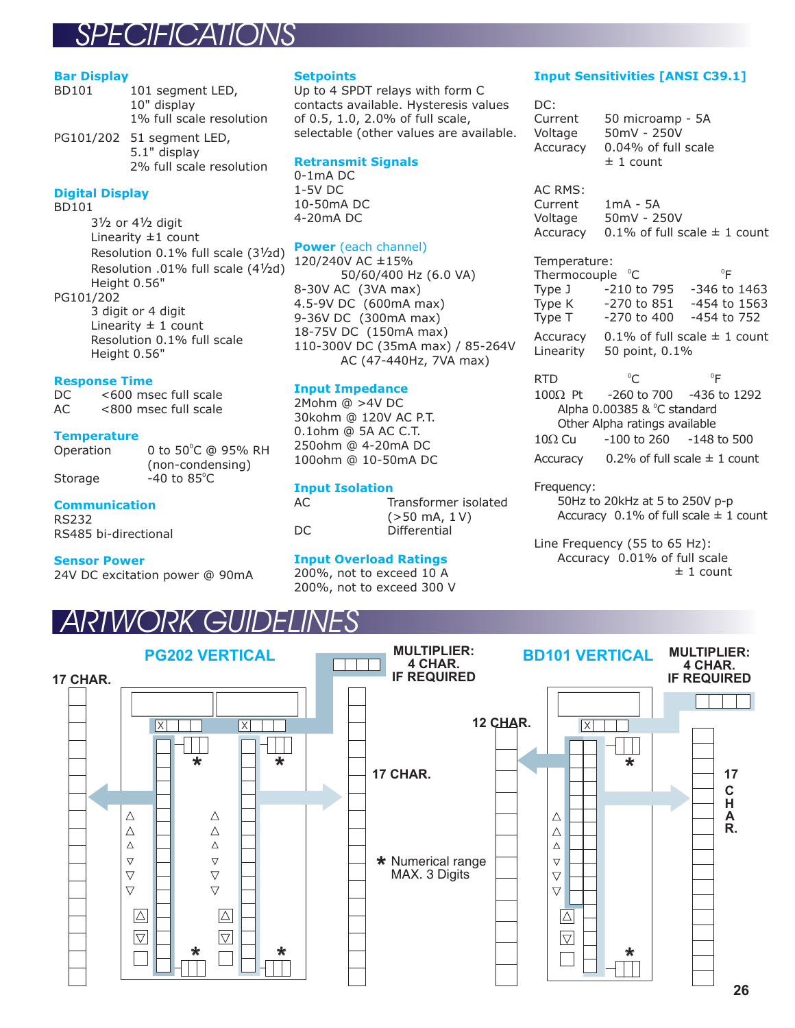# SPECIFICATIONS

### Bar Display

BD101 — 101 segment LED, 10" display, 1% full scale resolution

PG101/202 — 51 segment LED, 5.1" display, 2% full scale resolution

### Digital Display

BD101
- 3½ or 4½ digit
- Linearity ±1 count
- Resolution 0.1% full scale (3½d)
- Resolution .01% full scale (4½d)
- Height 0.56"

PG101/202
- 3 digit or 4 digit
- Linearity ± 1 count
- Resolution 0.1% full scale
- Height 0.56"

### Response Time

DC — <600 msec full scale
AC — <800 msec full scale

### Temperature

Operation — 0 to 50°C @ 95% RH (non-condensing)
Storage — -40 to 85°C

### Communication

RS232
RS485 bi-directional

### Sensor Power

24V DC excitation power @ 90mA

### Setpoints

Up to 4 SPDT relays with form C contacts available. Hysteresis values of 0.5, 1.0, 2.0% of full scale, selectable (other values are available.

### Retransmit Signals

0-1mA DC
1-5V DC
10-50mA DC
4-20mA DC

### Power (each channel)

120/240V AC ±15% 50/60/400 Hz (6.0 VA)
8-30V AC (3VA max)
4.5-9V DC (600mA max)
9-36V DC (300mA max)
18-75V DC (150mA max)
110-300V DC (35mA max) / 85-264V AC (47-440Hz, 7VA max)

### Input Impedance

2Mohm @ >4V DC
30kohm @ 120V AC P.T.
0.1ohm @ 5A AC C.T.
250ohm @ 4-20mA DC
100ohm @ 10-50mA DC

### Input Isolation

AC — Transformer isolated (>50 mA, 1 V)
DC — Differential

### Input Overload Ratings

200%, not to exceed 10 A
200%, not to exceed 300 V

### Input Sensitivities [ANSI C39.1]

DC:
- Current — 50 microamp - 5A
- Voltage — 50mV - 250V
- Accuracy — 0.04% of full scale ± 1 count

AC RMS:
- Current — 1mA - 5A
- Voltage — 50mV - 250V
- Accuracy — 0.1% of full scale ± 1 count

Temperature:

| Thermocouple | °C | °F |
|---|---|---|
| Type J | -210 to 795 | -346 to 1463 |
| Type K | -270 to 851 | -454 to 1563 |
| Type T | -270 to 400 | -454 to 752 |

Accuracy — 0.1% of full scale ± 1 count
Linearity — 50 point, 0.1%

| RTD | °C | °F |
|---|---|---|
| 100Ω Pt | -260 to 700 | -436 to 1292 |
| 10Ω Cu | -100 to 260 | -148 to 500 |

100Ω Pt: Alpha 0.00385 & °C standard; Other Alpha ratings available

Accuracy — 0.2% of full scale ± 1 count

Frequency:
50Hz to 20kHz at 5 to 250V p-p
Accuracy 0.1% of full scale ± 1 count

Line Frequency (55 to 65 Hz):
Accuracy 0.01% of full scale ± 1 count

# ARTWORK GUIDELINES

**PG202 VERTICAL**

17 CHAR.

MULTIPLIER: 4 CHAR. IF REQUIRED

17 CHAR.

* Numerical range MAX. 3 Digits

**BD101 VERTICAL**

12 CHAR.

MULTIPLIER: 4 CHAR. IF REQUIRED

17 CHAR.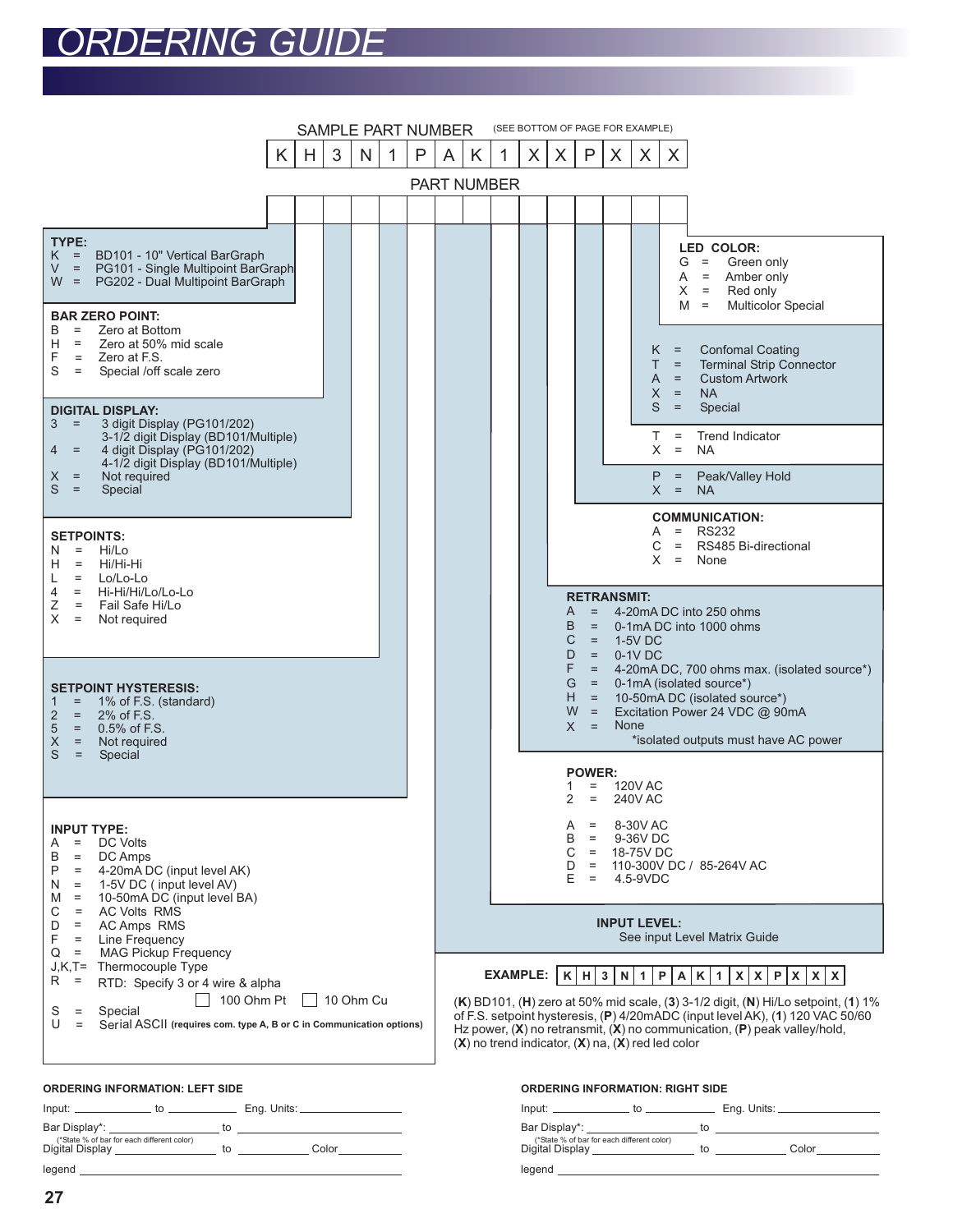# ORDERING GUIDE

SAMPLE PART NUMBER (SEE BOTTOM OF PAGE FOR EXAMPLE)

| K | H | 3 | N | 1 | P | A | K | 1 | X | X | P | X | X | X |
|---|---|---|---|---|---|---|---|---|---|---|---|---|---|---|

PART NUMBER

| | | | | | | | | | | | | | | |
|---|---|---|---|---|---|---|---|---|---|---|---|---|---|---|

**TYPE:**
- K = BD101 - 10" Vertical BarGraph
- V = PG101 - Single Multipoint BarGraph
- W = PG202 - Dual Multipoint BarGraph

**BAR ZERO POINT:**
- B = Zero at Bottom
- H = Zero at 50% mid scale
- F = Zero at F.S.
- S = Special /off scale zero

**DIGITAL DISPLAY:**
- 3 = 3 digit Display (PG101/202)
  3-1/2 digit Display (BD101/Multiple)
- 4 = 4 digit Display (PG101/202)
  4-1/2 digit Display (BD101/Multiple)
- X = Not required
- S = Special

**SETPOINTS:**
- N = Hi/Lo
- H = Hi/Hi-Hi
- L = Lo/Lo-Lo
- 4 = Hi-Hi/Hi/Lo/Lo-Lo
- Z = Fail Safe Hi/Lo
- X = Not required

**SETPOINT HYSTERESIS:**
- 1 = 1% of F.S. (standard)
- 2 = 2% of F.S.
- 5 = 0.5% of F.S.
- X = Not required
- S = Special

**INPUT TYPE:**
- A = DC Volts
- B = DC Amps
- P = 4-20mA DC (input level AK)
- N = 1-5V DC ( input level AV)
- M = 10-50mA DC (input level BA)
- C = AC Volts RMS
- D = AC Amps RMS
- F = Line Frequency
- Q = MAG Pickup Frequency
- J,K,T= Thermocouple Type
- R = RTD: Specify 3 or 4 wire & alpha
  ☐ 100 Ohm Pt ☐ 10 Ohm Cu
- S = Special
- U = Serial ASCII **(requires com. type A, B or C in Communication options)**

**INPUT LEVEL:**
See input Level Matrix Guide

**POWER:**
- 1 = 120V AC
- 2 = 240V AC
- A = 8-30V AC
- B = 9-36V DC
- C = 18-75V DC
- D = 110-300V DC / 85-264V AC
- E = 4.5-9VDC

**RETRANSMIT:**
- A = 4-20mA DC into 250 ohms
- B = 0-1mA DC into 1000 ohms
- C = 1-5V DC
- D = 0-1V DC
- F = 4-20mA DC, 700 ohms max. (isolated source*)
- G = 0-1mA (isolated source*)
- H = 10-50mA DC (isolated source*)
- W = Excitation Power 24 VDC @ 90mA
- X = None

*isolated outputs must have AC power

**COMMUNICATION:**
- A = RS232
- C = RS485 Bi-directional
- X = None

- P = Peak/Valley Hold
- X = NA

- T = Trend Indicator
- X = NA

- K = Confomal Coating
- T = Terminal Strip Connector
- A = Custom Artwork
- X = NA
- S = Special

**LED COLOR:**
- G = Green only
- A = Amber only
- X = Red only
- M = Multicolor Special

**EXAMPLE:**

| K | H | 3 | N | 1 | P | A | K | 1 | X | X | P | X | X | X |
|---|---|---|---|---|---|---|---|---|---|---|---|---|---|---|

(**K**) BD101, (**H**) zero at 50% mid scale, (**3**) 3-1/2 digit, (**N**) Hi/Lo setpoint, (**1**) 1% of F.S. setpoint hysteresis, (**P**) 4/20mADC (input level AK), (**1**) 120 VAC 50/60 Hz power, (**X**) no retransmit, (**X**) no communication, (**P**) peak valley/hold, (**X**) no trend indicator, (**X**) na, (**X**) red led color

**ORDERING INFORMATION: LEFT SIDE**

Input: ____________ to ____________ Eng. Units: ________________

Bar Display*: ________________ to ________________________
(*State % of bar for each different color)

Digital Display ________________ to ____________ Color________

legend ____________________________________________

**ORDERING INFORMATION: RIGHT SIDE**

Input: ____________ to ____________ Eng. Units: ________________

Bar Display*: ________________ to ________________________
(*State % of bar for each different color)

Digital Display ________________ to ____________ Color________

legend ____________________________________________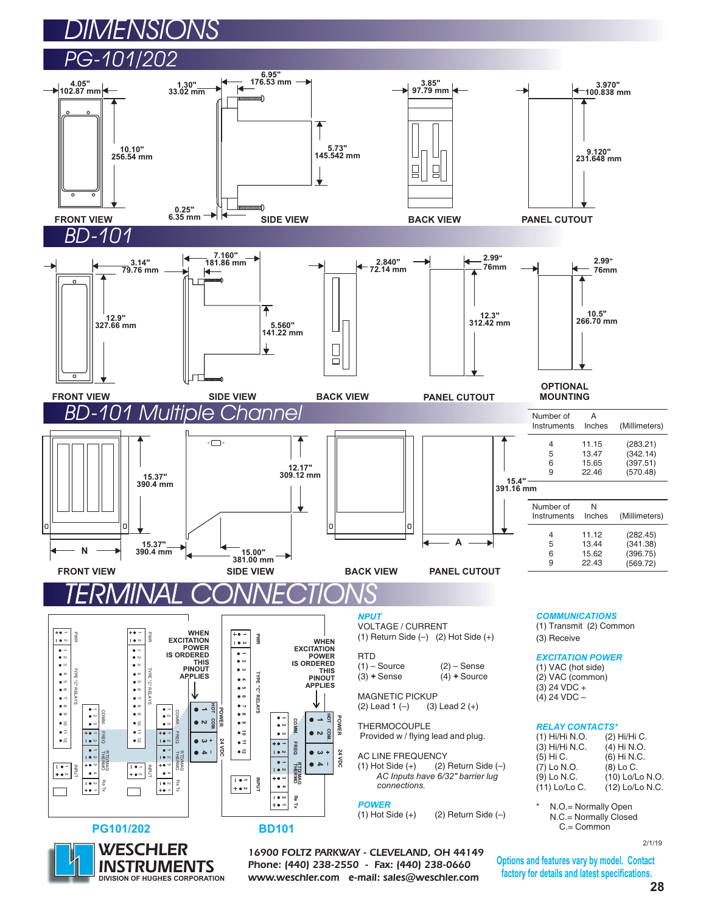# DIMENSIONS

## PG-101/202

4.05"
102.87 mm

1.30"
33.02 mm

6.95"
176.53 mm

10.10"
256.54 mm

5.73"
145.542 mm

0.25"
6.35 mm

3.85"
97.79 mm

3.970"
100.838 mm

9.120"
231.648 mm

FRONT VIEW

SIDE VIEW

BACK VIEW

PANEL CUTOUT

## BD-101

3.14"
79.76 mm

7.160"
181.86 mm

2.840"
72.14 mm

2.99"
76mm

2.99"
76mm

12.9"
327.66 mm

5.560"
141.22 mm

12.3"
312.42 mm

10.5"
266.70 mm

FRONT VIEW

SIDE VIEW

BACK VIEW

PANEL CUTOUT

OPTIONAL MOUNTING

## BD-101 Multiple Channel

15.37"
390.4 mm

12.17"
309.12 mm

15.4"
391.16 mm

N

15.37"
390.4 mm

15.00"
381.00 mm

A

FRONT VIEW

SIDE VIEW

BACK VIEW

PANEL CUTOUT

| Number of Instruments | A Inches | (Millimeters) |
|---|---|---|
| 4 | 11.15 | (283.21) |
| 5 | 13.47 | (342.14) |
| 6 | 15.65 | (397.51) |
| 9 | 22.46 | (570.48) |

| Number of Instruments | N Inches | (Millimeters) |
|---|---|---|
| 4 | 11.12 | (282.45) |
| 5 | 13.44 | (341.38) |
| 6 | 15.62 | (396.75) |
| 9 | 22.43 | (569.72) |

# TERMINAL CONNECTIONS

WHEN EXCITATION POWER IS ORDERED THIS PINOUT APPLIES

PWR, TYPE "C" RELAYS, COMM, FREQ, RTD/MAG THERMO, Re Tx, INPUT, POWER, HOT, COM, 24 VDC

PG101/202

BD101

### NPUT

VOLTAGE / CURRENT
(1) Return Side (–) (2) Hot Side (+)

RTD
(1) – Source (2) – Sense
(3) + Sense (4) + Source

MAGNETIC PICKUP
(2) Lead 1 (–) (3) Lead 2 (+)

THERMOCOUPLE
Provided w / flying lead and plug.

AC LINE FREQUENCY
(1) Hot Side (+) (2) Return Side (–)
*AC Inputs have 6/32" barrier lug connections.*

### POWER

(1) Hot Side (+) (2) Return Side (–)

### COMMUNICATIONS

(1) Transmit (2) Common
(3) Receive

### EXCITATION POWER

(1) VAC (hot side)
(2) VAC (common)
(3) 24 VDC +
(4) 24 VDC –

### RELAY CONTACTS*

(1) Hi/Hi N.O. (2) Hi/Hi C.
(3) Hi/Hi N.C. (4) Hi N.O.
(5) Hi C. (6) Hi N.C.
(7) Lo N.O. (8) Lo C.
(9) Lo N.C. (10) Lo/Lo N.O.
(11) Lo/Lo C. (12) Lo/Lo N.C.

\* N.O.= Normally Open
N.C.= Normally Closed
C.= Common

2/1/19

WESCHLER INSTRUMENTS
DIVISION OF HUGHES CORPORATION

16900 FOLTZ PARKWAY - CLEVELAND, OH 44149
Phone: (440) 238-2550 - Fax: (440) 238-0660
www.weschler.com e-mail: sales@weschler.com

Options and features vary by model. Contact factory for details and latest specifications.